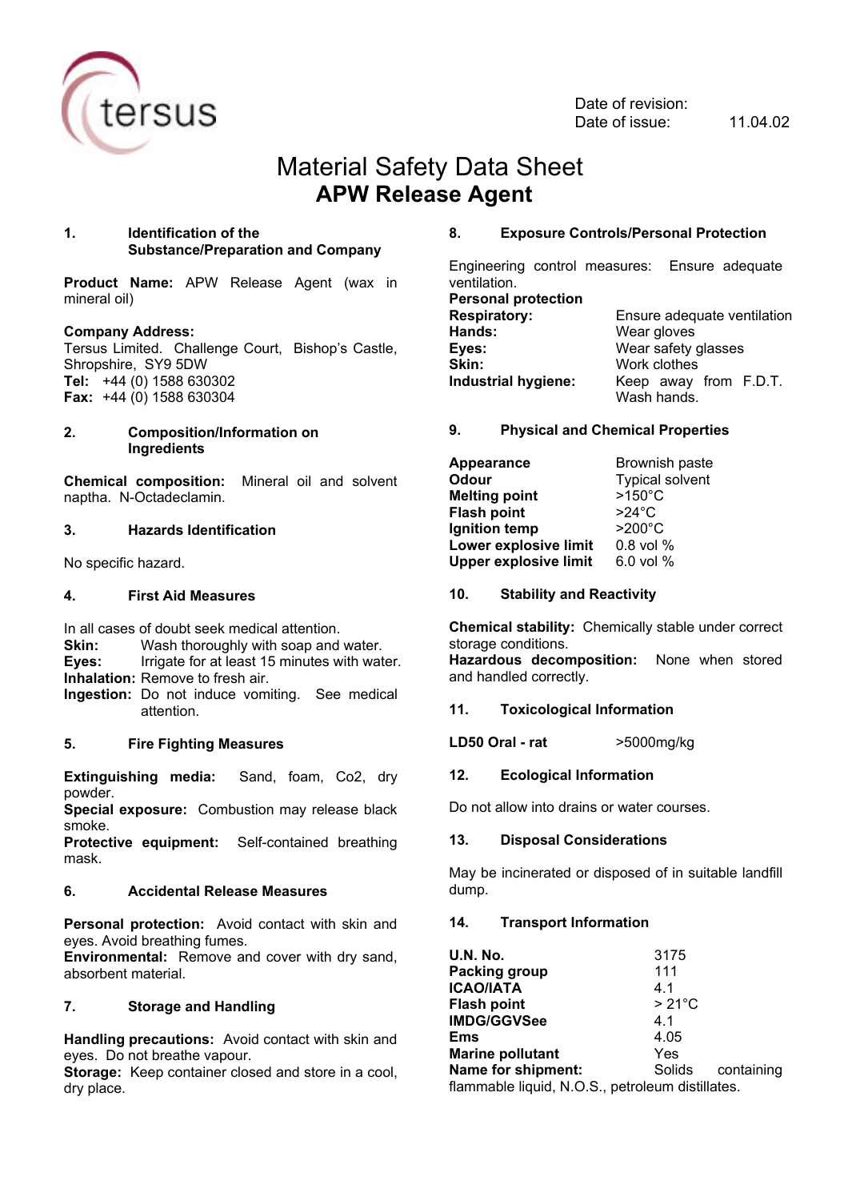tersus

Date of revision:
Date of issue: 11.04.02

# Material Safety Data Sheet
## APW Release Agent

### 1. Identification of the Substance/Preparation and Company

**Product Name:** APW Release Agent (wax in mineral oil)

**Company Address:**
Tersus Limited. Challenge Court, Bishop's Castle, Shropshire, SY9 5DW
**Tel:** +44 (0) 1588 630302
**Fax:** +44 (0) 1588 630304

### 2. Composition/Information on Ingredients

**Chemical composition:** Mineral oil and solvent naptha. N-Octadeclamin.

### 3. Hazards Identification

No specific hazard.

### 4. First Aid Measures

In all cases of doubt seek medical attention.
**Skin:** Wash thoroughly with soap and water.
**Eyes:** Irrigate for at least 15 minutes with water.
**Inhalation:** Remove to fresh air.
**Ingestion:** Do not induce vomiting. See medical attention.

### 5. Fire Fighting Measures

**Extinguishing media:** Sand, foam, Co2, dry powder.
**Special exposure:** Combustion may release black smoke.
**Protective equipment:** Self-contained breathing mask.

### 6. Accidental Release Measures

**Personal protection:** Avoid contact with skin and eyes. Avoid breathing fumes.
**Environmental:** Remove and cover with dry sand, absorbent material.

### 7. Storage and Handling

**Handling precautions:** Avoid contact with skin and eyes. Do not breathe vapour.
**Storage:** Keep container closed and store in a cool, dry place.

### 8. Exposure Controls/Personal Protection

Engineering control measures: Ensure adequate ventilation.
**Personal protection**

| | |
|---|---|
| **Respiratory:** | Ensure adequate ventilation |
| **Hands:** | Wear gloves |
| **Eyes:** | Wear safety glasses |
| **Skin:** | Work clothes |
| **Industrial hygiene:** | Keep away from F.D.T. Wash hands. |

### 9. Physical and Chemical Properties

| | |
|---|---|
| **Appearance** | Brownish paste |
| **Odour** | Typical solvent |
| **Melting point** | >150°C |
| **Flash point** | >24°C |
| **Ignition temp** | >200°C |
| **Lower explosive limit** | 0.8 vol % |
| **Upper explosive limit** | 6.0 vol % |

### 10. Stability and Reactivity

**Chemical stability:** Chemically stable under correct storage conditions.
**Hazardous decomposition:** None when stored and handled correctly.

### 11. Toxicological Information

**LD50 Oral - rat** >5000mg/kg

### 12. Ecological Information

Do not allow into drains or water courses.

### 13. Disposal Considerations

May be incinerated or disposed of in suitable landfill dump.

### 14. Transport Information

| | |
|---|---|
| **U.N. No.** | 3175 |
| **Packing group** | 111 |
| **ICAO/IATA** | 4.1 |
| **Flash point** | > 21°C |
| **IMDG/GGVSee** | 4.1 |
| **Ems** | 4.05 |
| **Marine pollutant** | Yes |
| **Name for shipment:** | Solids containing flammable liquid, N.O.S., petroleum distillates. |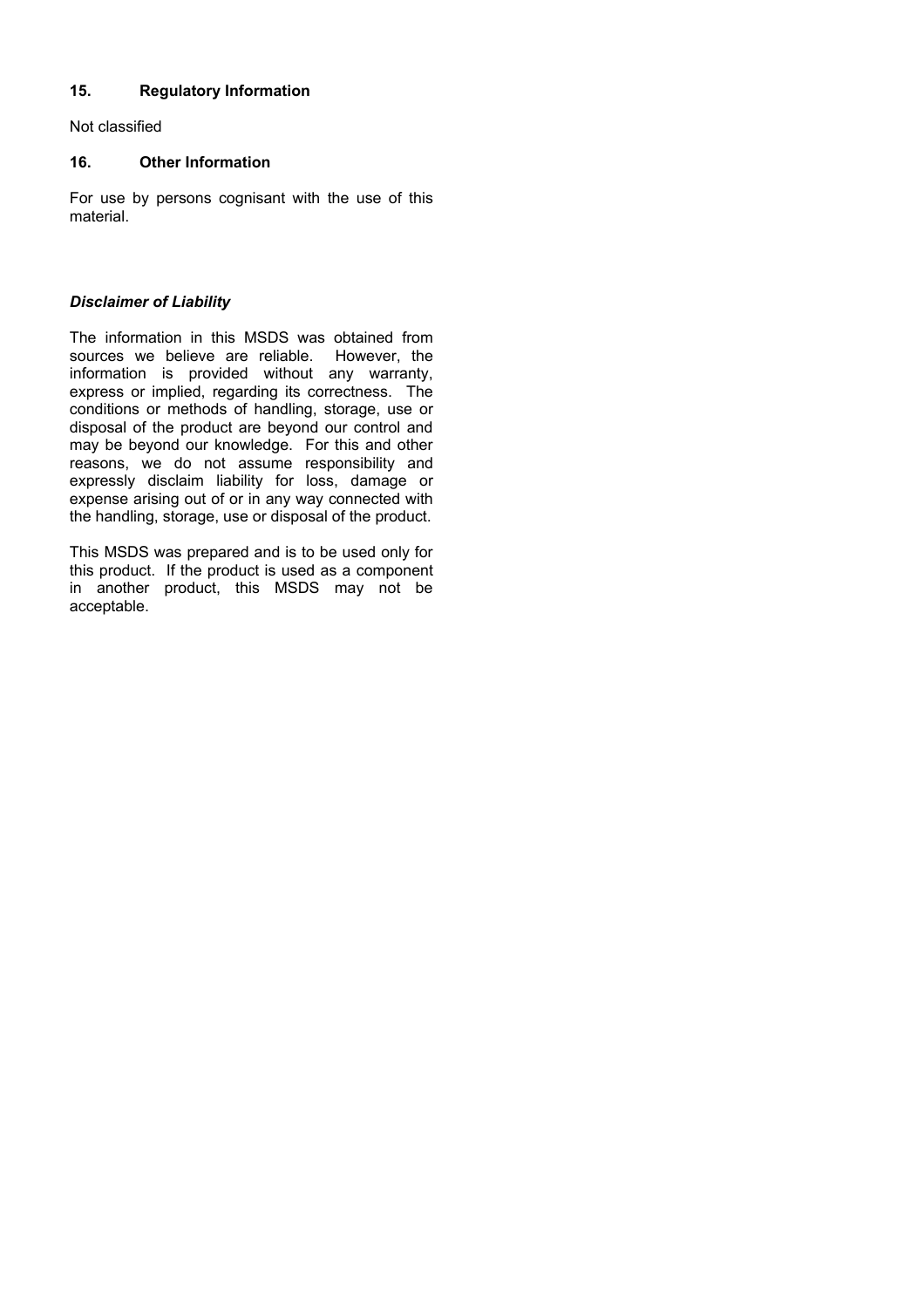## 15. Regulatory Information

Not classified

## 16. Other Information

For use by persons cognisant with the use of this material.

***Disclaimer of Liability***

The information in this MSDS was obtained from sources we believe are reliable. However, the information is provided without any warranty, express or implied, regarding its correctness. The conditions or methods of handling, storage, use or disposal of the product are beyond our control and may be beyond our knowledge. For this and other reasons, we do not assume responsibility and expressly disclaim liability for loss, damage or expense arising out of or in any way connected with the handling, storage, use or disposal of the product.

This MSDS was prepared and is to be used only for this product. If the product is used as a component in another product, this MSDS may not be acceptable.